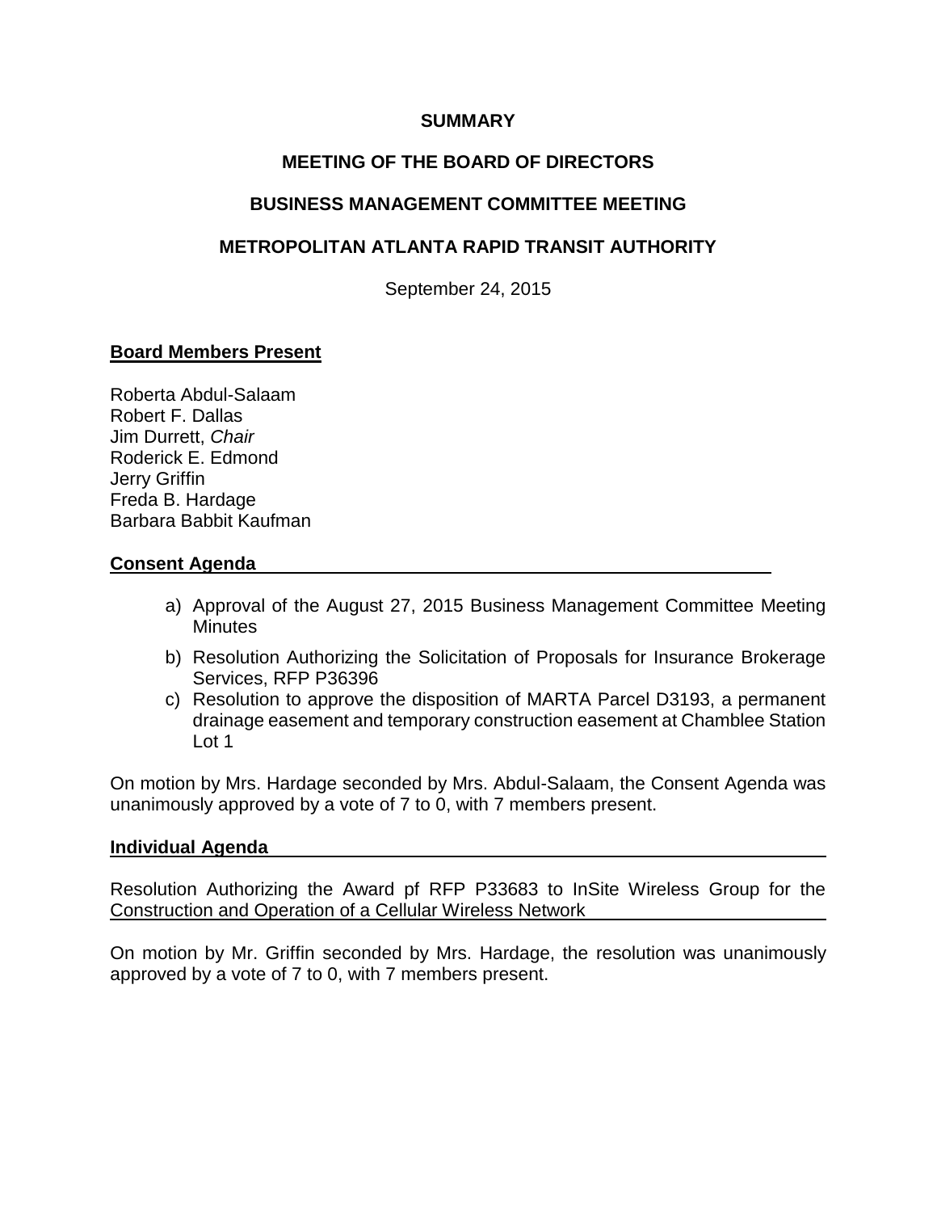# SUMMARY

## MEETING OF THE BOARD OF DIRECTORS

## BUSINESS MANAGEMENT COMMITTEE MEETING

## METROPOLITAN ATLANTA RAPID TRANSIT AUTHORITY

September 24, 2015

**Board Members Present**

Roberta Abdul-Salaam
Robert F. Dallas
Jim Durrett, *Chair*
Roderick E. Edmond
Jerry Griffin
Freda B. Hardage
Barbara Babbit Kaufman

**Consent Agenda**

a) Approval of the August 27, 2015 Business Management Committee Meeting Minutes
b) Resolution Authorizing the Solicitation of Proposals for Insurance Brokerage Services, RFP P36396
c) Resolution to approve the disposition of MARTA Parcel D3193, a permanent drainage easement and temporary construction easement at Chamblee Station Lot 1

On motion by Mrs. Hardage seconded by Mrs. Abdul-Salaam, the Consent Agenda was unanimously approved by a vote of 7 to 0, with 7 members present.

**Individual Agenda**

Resolution Authorizing the Award pf RFP P33683 to InSite Wireless Group for the Construction and Operation of a Cellular Wireless Network

On motion by Mr. Griffin seconded by Mrs. Hardage, the resolution was unanimously approved by a vote of 7 to 0, with 7 members present.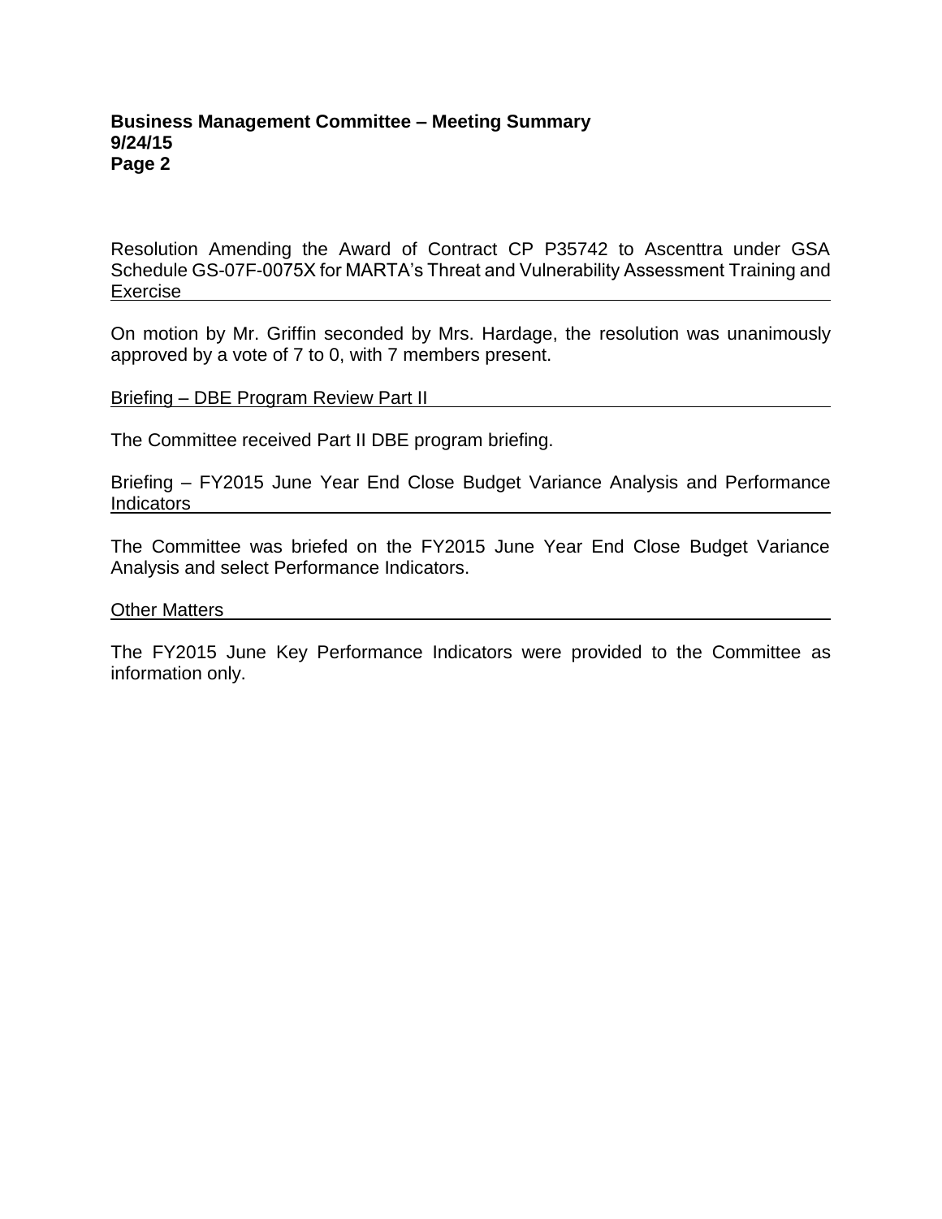Resolution Amending the Award of Contract CP P35742 to Ascenttra under GSA Schedule GS-07F-0075X for MARTA's Threat and Vulnerability Assessment Training and Exercise

On motion by Mr. Griffin seconded by Mrs. Hardage, the resolution was unanimously approved by a vote of 7 to 0, with 7 members present.

Briefing – DBE Program Review Part II

The Committee received Part II DBE program briefing.

Briefing – FY2015 June Year End Close Budget Variance Analysis and Performance Indicators

The Committee was briefed on the FY2015 June Year End Close Budget Variance Analysis and select Performance Indicators.

Other Matters

The FY2015 June Key Performance Indicators were provided to the Committee as information only.